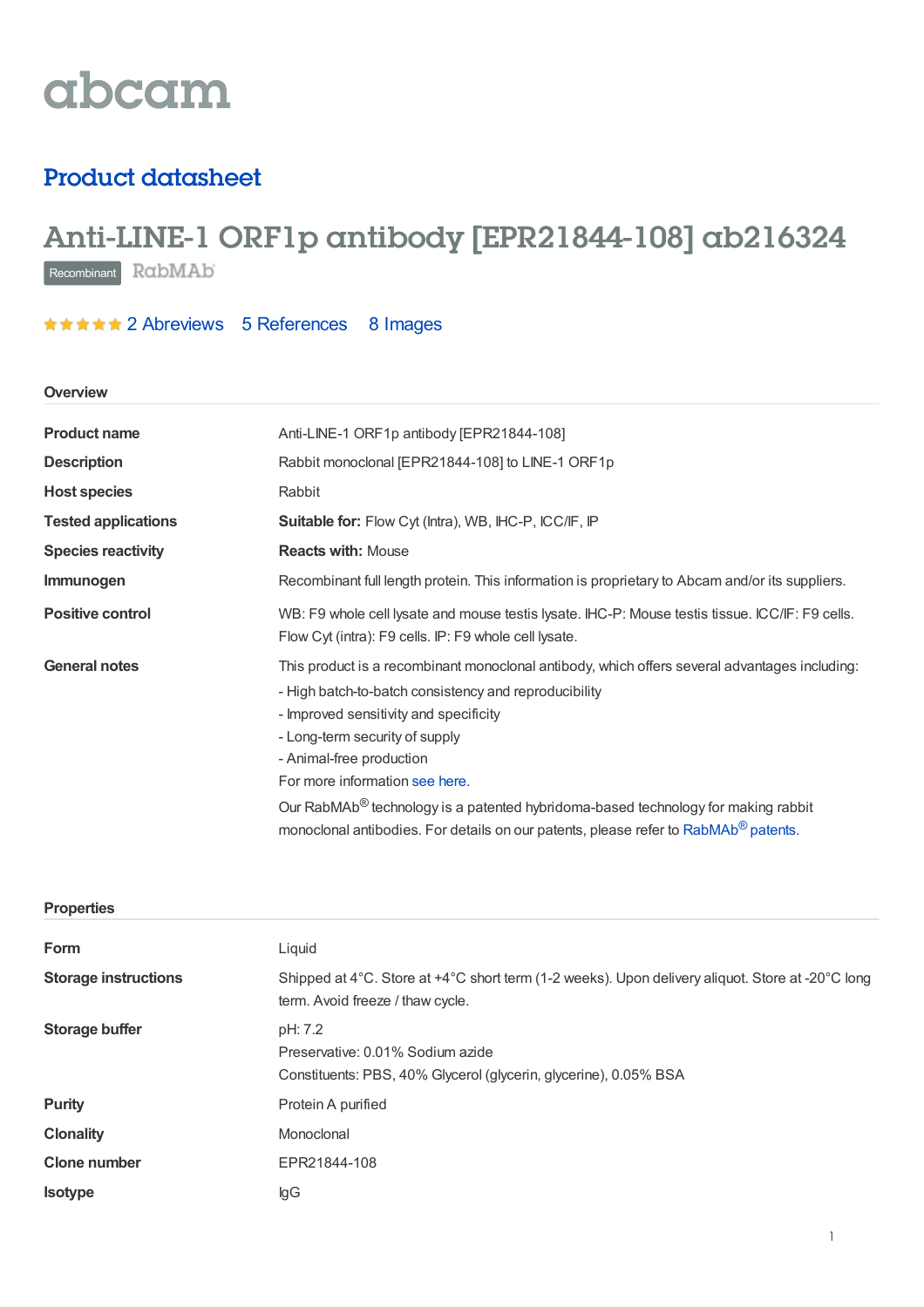abcam

## Product datasheet

# Anti-LINE-1 ORF1p antibody [EPR21844-108] ab216324

Recombinant RabMAb

★★★★★ 2 Abreviews 5 References 8 Images

### Overview

| | |
|---|---|
| **Product name** | Anti-LINE-1 ORF1p antibody [EPR21844-108] |
| **Description** | Rabbit monoclonal [EPR21844-108] to LINE-1 ORF1p |
| **Host species** | Rabbit |
| **Tested applications** | **Suitable for:** Flow Cyt (Intra), WB, IHC-P, ICC/IF, IP |
| **Species reactivity** | **Reacts with:** Mouse |
| **Immunogen** | Recombinant full length protein. This information is proprietary to Abcam and/or its suppliers. |
| **Positive control** | WB: F9 whole cell lysate and mouse testis lysate. IHC-P: Mouse testis tissue. ICC/IF: F9 cells. Flow Cyt (intra): F9 cells. IP: F9 whole cell lysate. |
| **General notes** | This product is a recombinant monoclonal antibody, which offers several advantages including:<br>- High batch-to-batch consistency and reproducibility<br>- Improved sensitivity and specificity<br>- Long-term security of supply<br>- Animal-free production<br>For more information see here.<br>Our RabMAb® technology is a patented hybridoma-based technology for making rabbit monoclonal antibodies. For details on our patents, please refer to RabMAb® patents. |

### Properties

| | |
|---|---|
| **Form** | Liquid |
| **Storage instructions** | Shipped at 4°C. Store at +4°C short term (1-2 weeks). Upon delivery aliquot. Store at -20°C long term. Avoid freeze / thaw cycle. |
| **Storage buffer** | pH: 7.2<br>Preservative: 0.01% Sodium azide<br>Constituents: PBS, 40% Glycerol (glycerin, glycerine), 0.05% BSA |
| **Purity** | Protein A purified |
| **Clonality** | Monoclonal |
| **Clone number** | EPR21844-108 |
| **Isotype** | IgG |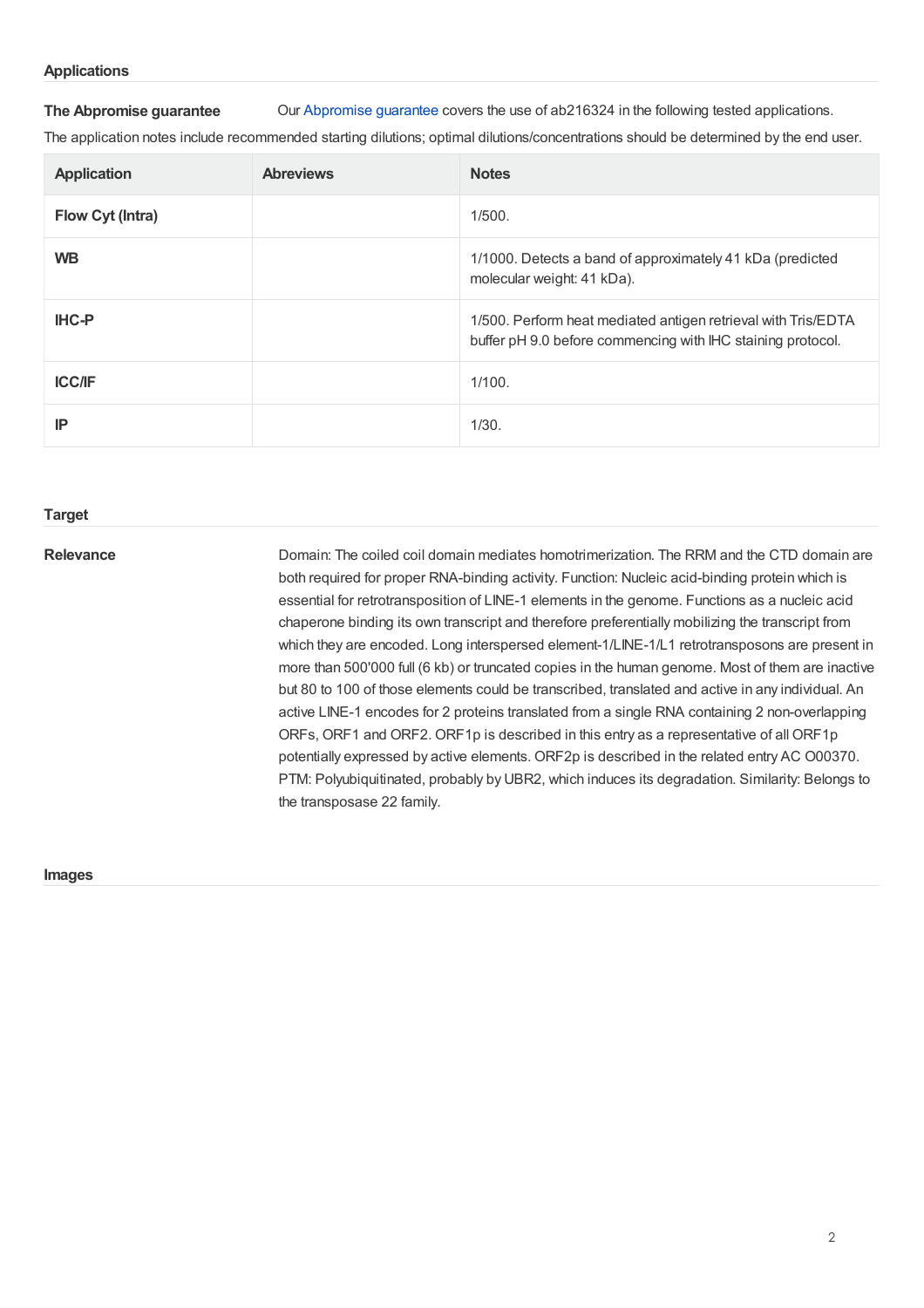## Applications

**The Abpromise guarantee** Our Abpromise guarantee covers the use of ab216324 in the following tested applications.

The application notes include recommended starting dilutions; optimal dilutions/concentrations should be determined by the end user.

| Application | Abreviews | Notes |
| --- | --- | --- |
| **Flow Cyt (Intra)** | | 1/500. |
| **WB** | | 1/1000. Detects a band of approximately 41 kDa (predicted molecular weight: 41 kDa). |
| **IHC-P** | | 1/500. Perform heat mediated antigen retrieval with Tris/EDTA buffer pH 9.0 before commencing with IHC staining protocol. |
| **ICC/IF** | | 1/100. |
| **IP** | | 1/30. |

## Target

**Relevance** Domain: The coiled coil domain mediates homotrimerization. The RRM and the CTD domain are both required for proper RNA-binding activity. Function: Nucleic acid-binding protein which is essential for retrotransposition of LINE-1 elements in the genome. Functions as a nucleic acid chaperone binding its own transcript and therefore preferentially mobilizing the transcript from which they are encoded. Long interspersed element-1/LINE-1/L1 retrotransposons are present in more than 500'000 full (6 kb) or truncated copies in the human genome. Most of them are inactive but 80 to 100 of those elements could be transcribed, translated and active in any individual. An active LINE-1 encodes for 2 proteins translated from a single RNA containing 2 non-overlapping ORFs, ORF1 and ORF2. ORF1p is described in this entry as a representative of all ORF1p potentially expressed by active elements. ORF2p is described in the related entry AC O00370. PTM: Polyubiquitinated, probably by UBR2, which induces its degradation. Similarity: Belongs to the transposase 22 family.

## Images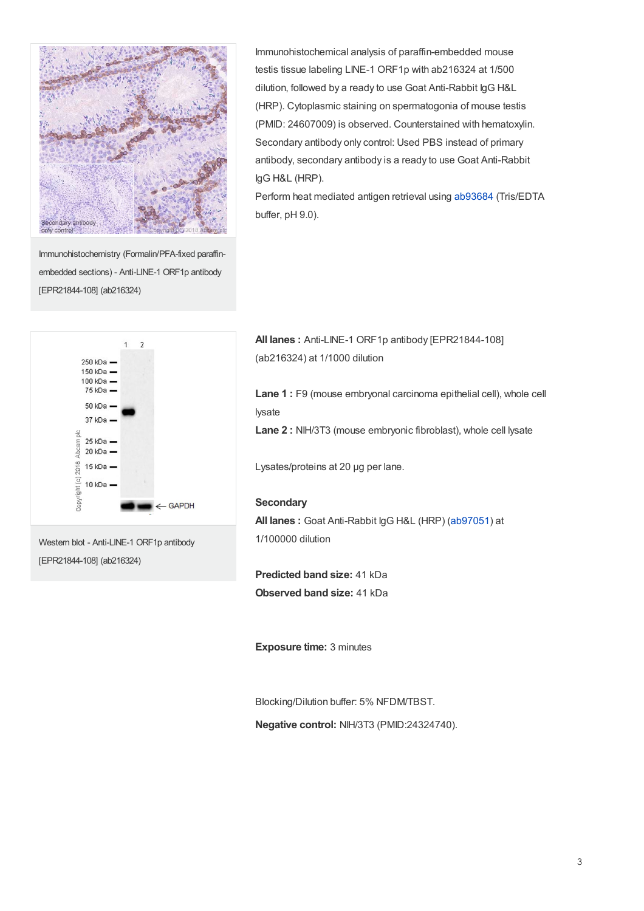Immunohistochemistry (Formalin/PFA-fixed paraffin-embedded sections) - Anti-LINE-1 ORF1p antibody [EPR21844-108] (ab216324)

Immunohistochemical analysis of paraffin-embedded mouse testis tissue labeling LINE-1 ORF1p with ab216324 at 1/500 dilution, followed by a ready to use Goat Anti-Rabbit IgG H&L (HRP). Cytoplasmic staining on spermatogonia of mouse testis (PMID: 24607009) is observed. Counterstained with hematoxylin. Secondary antibody only control: Used PBS instead of primary antibody, secondary antibody is a ready to use Goat Anti-Rabbit IgG H&L (HRP).

Perform heat mediated antigen retrieval using ab93684 (Tris/EDTA buffer, pH 9.0).

Western blot - Anti-LINE-1 ORF1p antibody [EPR21844-108] (ab216324)

**All lanes :** Anti-LINE-1 ORF1p antibody [EPR21844-108] (ab216324) at 1/1000 dilution

**Lane 1 :** F9 (mouse embryonal carcinoma epithelial cell), whole cell lysate

**Lane 2 :** NIH/3T3 (mouse embryonic fibroblast), whole cell lysate

Lysates/proteins at 20 µg per lane.

**Secondary**

**All lanes :** Goat Anti-Rabbit IgG H&L (HRP) (ab97051) at 1/100000 dilution

**Predicted band size:** 41 kDa

**Observed band size:** 41 kDa

**Exposure time:** 3 minutes

Blocking/Dilution buffer: 5% NFDM/TBST.

**Negative control:** NIH/3T3 (PMID:24324740).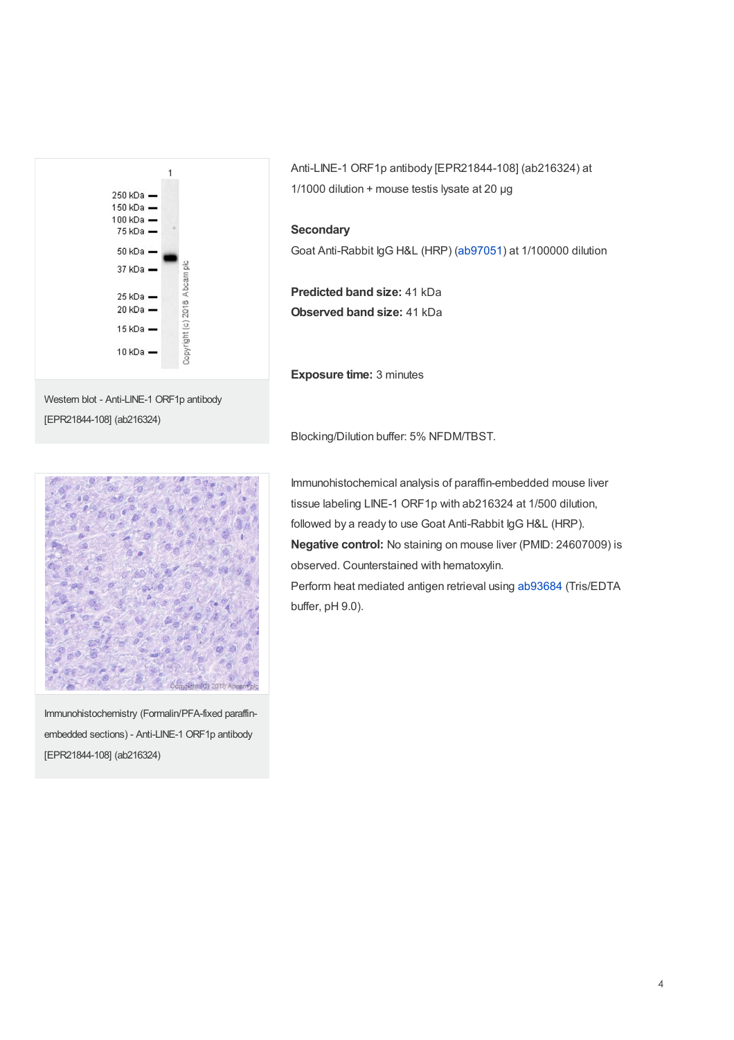Western blot - Anti-LINE-1 ORF1p antibody [EPR21844-108] (ab216324)

Anti-LINE-1 ORF1p antibody [EPR21844-108] (ab216324) at 1/1000 dilution + mouse testis lysate at 20 µg

**Secondary**

Goat Anti-Rabbit IgG H&L (HRP) (ab97051) at 1/100000 dilution

**Predicted band size:** 41 kDa

**Observed band size:** 41 kDa

**Exposure time:** 3 minutes

Blocking/Dilution buffer: 5% NFDM/TBST.

Immunohistochemistry (Formalin/PFA-fixed paraffin-embedded sections) - Anti-LINE-1 ORF1p antibody [EPR21844-108] (ab216324)

Immunohistochemical analysis of paraffin-embedded mouse liver tissue labeling LINE-1 ORF1p with ab216324 at 1/500 dilution, followed by a ready to use Goat Anti-Rabbit IgG H&L (HRP).

**Negative control:** No staining on mouse liver (PMID: 24607009) is observed. Counterstained with hematoxylin.

Perform heat mediated antigen retrieval using ab93684 (Tris/EDTA buffer, pH 9.0).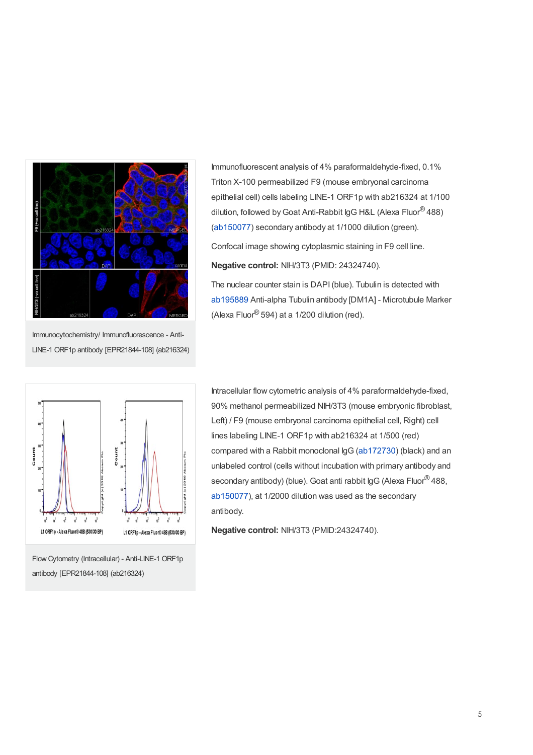Immunocytochemistry/ Immunofluorescence - Anti-LINE-1 ORF1p antibody [EPR21844-108] (ab216324)

Immunofluorescent analysis of 4% paraformaldehyde-fixed, 0.1% Triton X-100 permeabilized F9 (mouse embryonal carcinoma epithelial cell) cells labeling LINE-1 ORF1p with ab216324 at 1/100 dilution, followed by Goat Anti-Rabbit IgG H&L (Alexa Fluor® 488) (ab150077) secondary antibody at 1/1000 dilution (green).

Confocal image showing cytoplasmic staining in F9 cell line.

**Negative control:** NIH/3T3 (PMID: 24324740).

The nuclear counter stain is DAPI (blue). Tubulin is detected with ab195889 Anti-alpha Tubulin antibody [DM1A] - Microtubule Marker (Alexa Fluor® 594) at a 1/200 dilution (red).

Flow Cytometry (Intracellular) - Anti-LINE-1 ORF1p antibody [EPR21844-108] (ab216324)

Intracellular flow cytometric analysis of 4% paraformaldehyde-fixed, 90% methanol permeabilized NIH/3T3 (mouse embryonic fibroblast, Left) / F9 (mouse embryonal carcinoma epithelial cell, Right) cell lines labeling LINE-1 ORF1p with ab216324 at 1/500 (red) compared with a Rabbit monoclonal IgG (ab172730) (black) and an unlabeled control (cells without incubation with primary antibody and secondary antibody) (blue). Goat anti rabbit IgG (Alexa Fluor® 488, ab150077), at 1/2000 dilution was used as the secondary antibody.

**Negative control:** NIH/3T3 (PMID:24324740).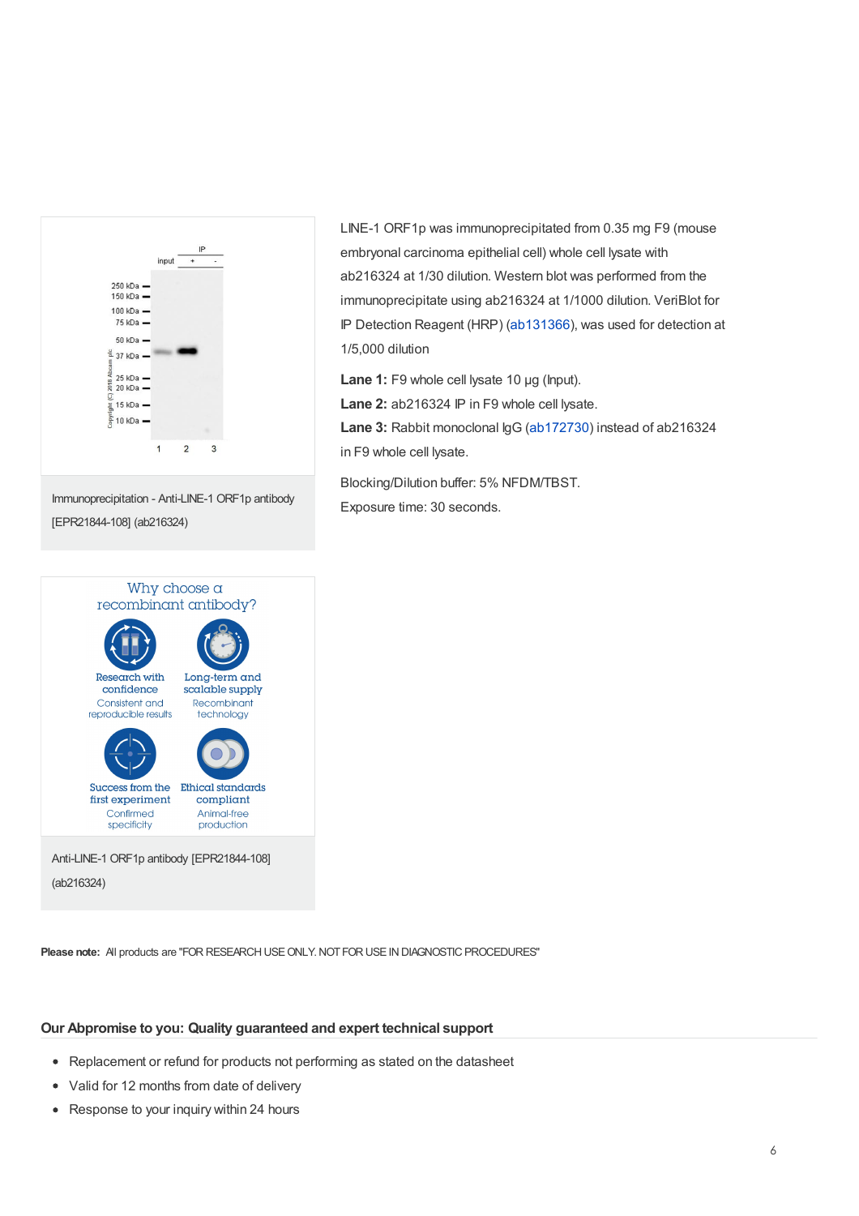Immunoprecipitation - Anti-LINE-1 ORF1p antibody [EPR21844-108] (ab216324)

LINE-1 ORF1p was immunoprecipitated from 0.35 mg F9 (mouse embryonal carcinoma epithelial cell) whole cell lysate with ab216324 at 1/30 dilution. Western blot was performed from the immunoprecipitate using ab216324 at 1/1000 dilution. VeriBlot for IP Detection Reagent (HRP) (ab131366), was used for detection at 1/5,000 dilution

**Lane 1:** F9 whole cell lysate 10 µg (Input).
**Lane 2:** ab216324 IP in F9 whole cell lysate.
**Lane 3:** Rabbit monoclonal IgG (ab172730) instead of ab216324 in F9 whole cell lysate.

Blocking/Dilution buffer: 5% NFDM/TBST.
Exposure time: 30 seconds.

Anti-LINE-1 ORF1p antibody [EPR21844-108] (ab216324)

**Please note:** All products are "FOR RESEARCH USE ONLY. NOT FOR USE IN DIAGNOSTIC PROCEDURES"

## Our Abpromise to you: Quality guaranteed and expert technical support

- Replacement or refund for products not performing as stated on the datasheet
- Valid for 12 months from date of delivery
- Response to your inquiry within 24 hours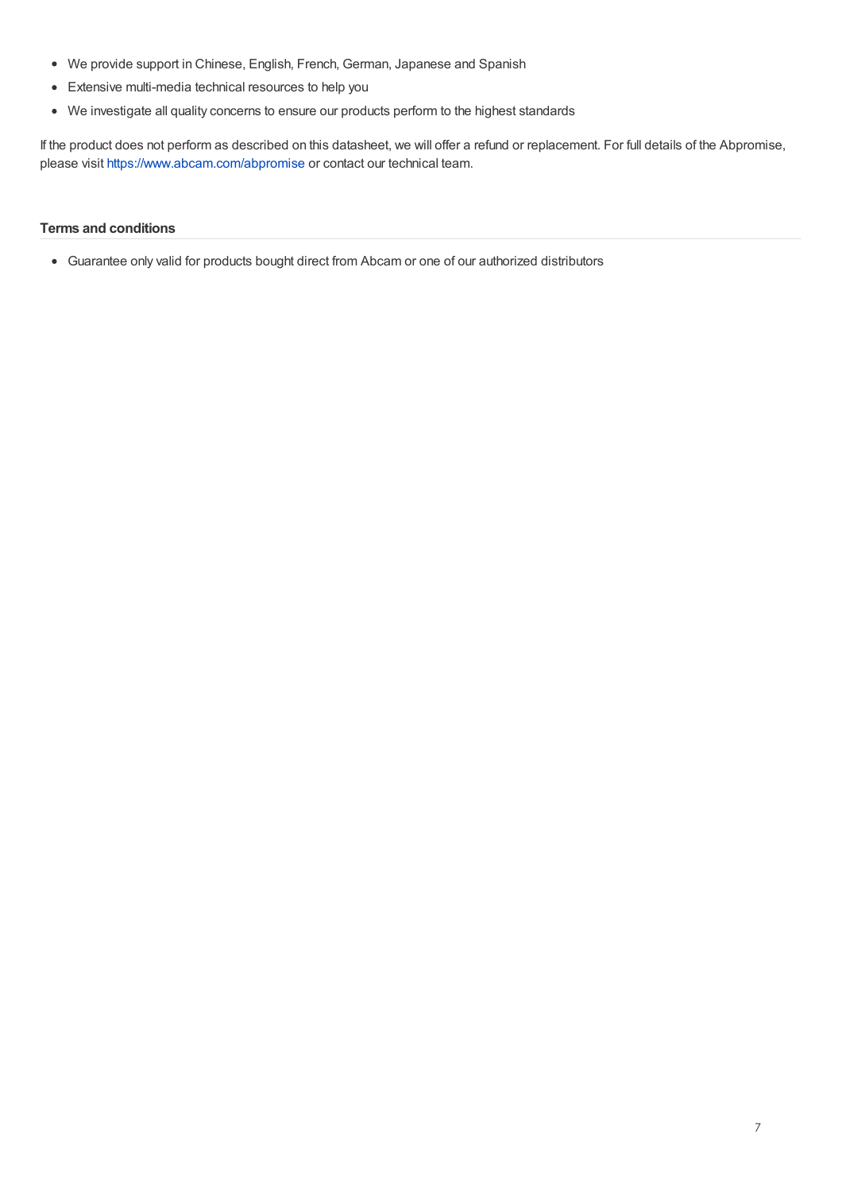- We provide support in Chinese, English, French, German, Japanese and Spanish
- Extensive multi-media technical resources to help you
- We investigate all quality concerns to ensure our products perform to the highest standards

If the product does not perform as described on this datasheet, we will offer a refund or replacement. For full details of the Abpromise, please visit https://www.abcam.com/abpromise or contact our technical team.

## Terms and conditions

- Guarantee only valid for products bought direct from Abcam or one of our authorized distributors